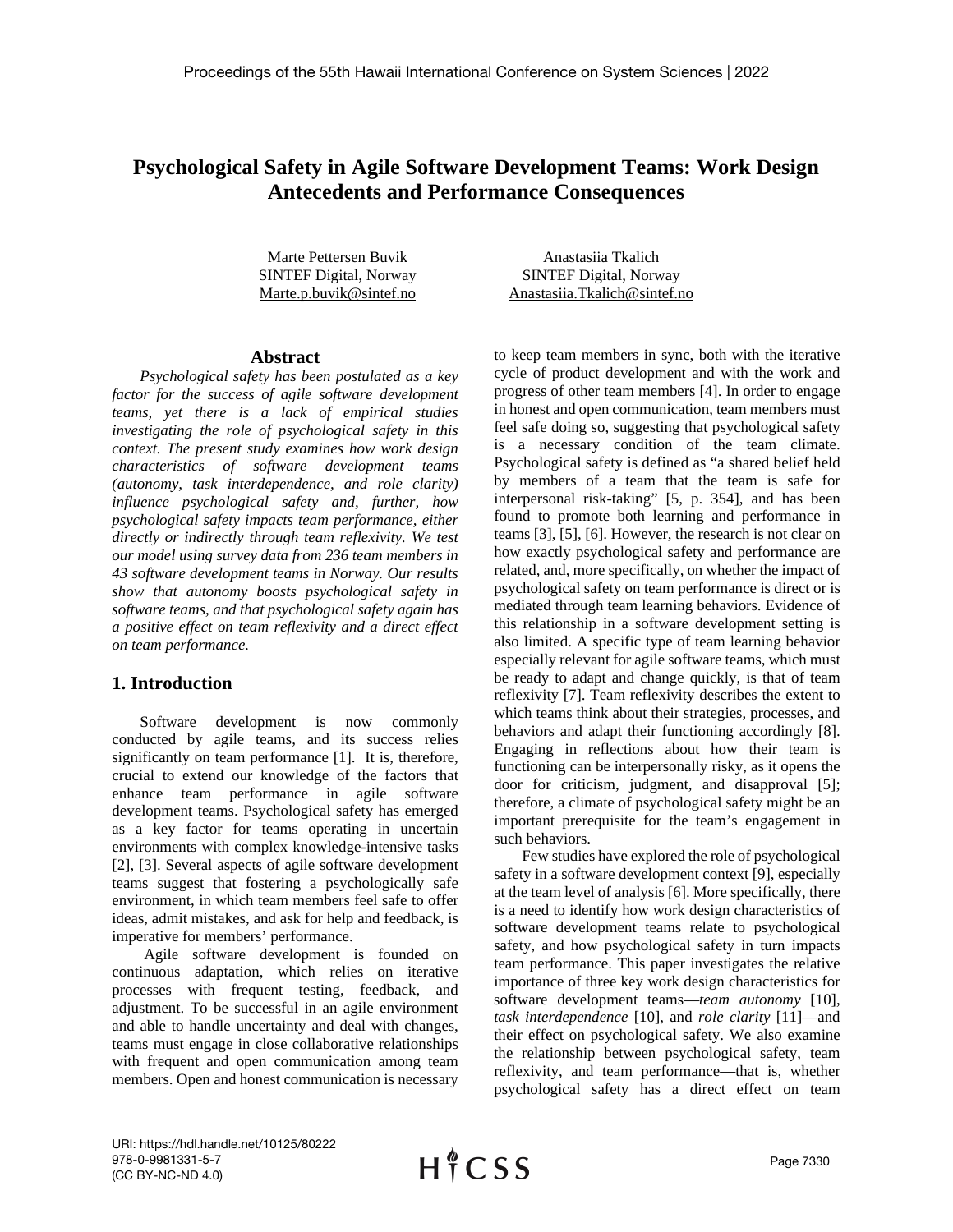# Psychological Safety in Agile Software Development Teams: Work Design Antecedents and Performance Consequences

Marte Pettersen Buvik
SINTEF Digital, Norway
Marte.p.buvik@sintef.no

Anastasiia Tkalich
SINTEF Digital, Norway
Anastasiia.Tkalich@sintef.no

## Abstract

*Psychological safety has been postulated as a key factor for the success of agile software development teams, yet there is a lack of empirical studies investigating the role of psychological safety in this context. The present study examines how work design characteristics of software development teams (autonomy, task interdependence, and role clarity) influence psychological safety and, further, how psychological safety impacts team performance, either directly or indirectly through team reflexivity. We test our model using survey data from 236 team members in 43 software development teams in Norway. Our results show that autonomy boosts psychological safety in software teams, and that psychological safety again has a positive effect on team reflexivity and a direct effect on team performance.*

## 1. Introduction

Software development is now commonly conducted by agile teams, and its success relies significantly on team performance [1]. It is, therefore, crucial to extend our knowledge of the factors that enhance team performance in agile software development teams. Psychological safety has emerged as a key factor for teams operating in uncertain environments with complex knowledge-intensive tasks [2], [3]. Several aspects of agile software development teams suggest that fostering a psychologically safe environment, in which team members feel safe to offer ideas, admit mistakes, and ask for help and feedback, is imperative for members' performance.

Agile software development is founded on continuous adaptation, which relies on iterative processes with frequent testing, feedback, and adjustment. To be successful in an agile environment and able to handle uncertainty and deal with changes, teams must engage in close collaborative relationships with frequent and open communication among team members. Open and honest communication is necessary to keep team members in sync, both with the iterative cycle of product development and with the work and progress of other team members [4]. In order to engage in honest and open communication, team members must feel safe doing so, suggesting that psychological safety is a necessary condition of the team climate. Psychological safety is defined as "a shared belief held by members of a team that the team is safe for interpersonal risk-taking" [5, p. 354], and has been found to promote both learning and performance in teams [3], [5], [6]. However, the research is not clear on how exactly psychological safety and performance are related, and, more specifically, on whether the impact of psychological safety on team performance is direct or is mediated through team learning behaviors. Evidence of this relationship in a software development setting is also limited. A specific type of team learning behavior especially relevant for agile software teams, which must be ready to adapt and change quickly, is that of team reflexivity [7]. Team reflexivity describes the extent to which teams think about their strategies, processes, and behaviors and adapt their functioning accordingly [8]. Engaging in reflections about how their team is functioning can be interpersonally risky, as it opens the door for criticism, judgment, and disapproval [5]; therefore, a climate of psychological safety might be an important prerequisite for the team's engagement in such behaviors.

Few studies have explored the role of psychological safety in a software development context [9], especially at the team level of analysis [6]. More specifically, there is a need to identify how work design characteristics of software development teams relate to psychological safety, and how psychological safety in turn impacts team performance. This paper investigates the relative importance of three key work design characteristics for software development teams—*team autonomy* [10], *task interdependence* [10], and *role clarity* [11]—and their effect on psychological safety. We also examine the relationship between psychological safety, team reflexivity, and team performance—that is, whether psychological safety has a direct effect on team

URI: https://hdl.handle.net/10125/80222
978-0-9981331-5-7
(CC BY-NC-ND 4.0)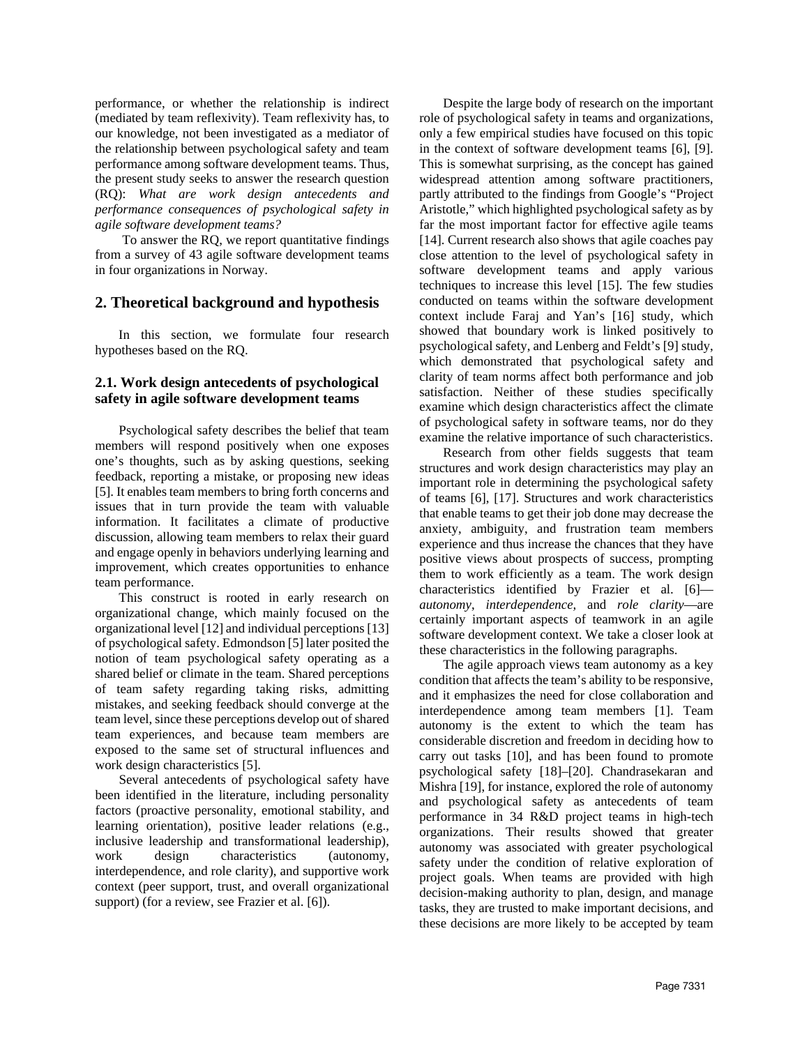performance, or whether the relationship is indirect (mediated by team reflexivity). Team reflexivity has, to our knowledge, not been investigated as a mediator of the relationship between psychological safety and team performance among software development teams. Thus, the present study seeks to answer the research question (RQ): *What are work design antecedents and performance consequences of psychological safety in agile software development teams?*

To answer the RQ, we report quantitative findings from a survey of 43 agile software development teams in four organizations in Norway.

## 2. Theoretical background and hypothesis

In this section, we formulate four research hypotheses based on the RQ.

### 2.1. Work design antecedents of psychological safety in agile software development teams

Psychological safety describes the belief that team members will respond positively when one exposes one's thoughts, such as by asking questions, seeking feedback, reporting a mistake, or proposing new ideas [5]. It enables team members to bring forth concerns and issues that in turn provide the team with valuable information. It facilitates a climate of productive discussion, allowing team members to relax their guard and engage openly in behaviors underlying learning and improvement, which creates opportunities to enhance team performance.

This construct is rooted in early research on organizational change, which mainly focused on the organizational level [12] and individual perceptions [13] of psychological safety. Edmondson [5] later posited the notion of team psychological safety operating as a shared belief or climate in the team. Shared perceptions of team safety regarding taking risks, admitting mistakes, and seeking feedback should converge at the team level, since these perceptions develop out of shared team experiences, and because team members are exposed to the same set of structural influences and work design characteristics [5].

Several antecedents of psychological safety have been identified in the literature, including personality factors (proactive personality, emotional stability, and learning orientation), positive leader relations (e.g., inclusive leadership and transformational leadership), work design characteristics (autonomy, interdependence, and role clarity), and supportive work context (peer support, trust, and overall organizational support) (for a review, see Frazier et al. [6]).

Despite the large body of research on the important role of psychological safety in teams and organizations, only a few empirical studies have focused on this topic in the context of software development teams [6], [9]. This is somewhat surprising, as the concept has gained widespread attention among software practitioners, partly attributed to the findings from Google's "Project Aristotle," which highlighted psychological safety as by far the most important factor for effective agile teams [14]. Current research also shows that agile coaches pay close attention to the level of psychological safety in software development teams and apply various techniques to increase this level [15]. The few studies conducted on teams within the software development context include Faraj and Yan's [16] study, which showed that boundary work is linked positively to psychological safety, and Lenberg and Feldt's [9] study, which demonstrated that psychological safety and clarity of team norms affect both performance and job satisfaction. Neither of these studies specifically examine which design characteristics affect the climate of psychological safety in software teams, nor do they examine the relative importance of such characteristics.

Research from other fields suggests that team structures and work design characteristics may play an important role in determining the psychological safety of teams [6], [17]. Structures and work characteristics that enable teams to get their job done may decrease the anxiety, ambiguity, and frustration team members experience and thus increase the chances that they have positive views about prospects of success, prompting them to work efficiently as a team. The work design characteristics identified by Frazier et al. [6]—*autonomy*, *interdependence,* and *role clarity*—are certainly important aspects of teamwork in an agile software development context. We take a closer look at these characteristics in the following paragraphs.

The agile approach views team autonomy as a key condition that affects the team's ability to be responsive, and it emphasizes the need for close collaboration and interdependence among team members [1]. Team autonomy is the extent to which the team has considerable discretion and freedom in deciding how to carry out tasks [10], and has been found to promote psychological safety [18]–[20]. Chandrasekaran and Mishra [19], for instance, explored the role of autonomy and psychological safety as antecedents of team performance in 34 R&D project teams in high-tech organizations. Their results showed that greater autonomy was associated with greater psychological safety under the condition of relative exploration of project goals. When teams are provided with high decision-making authority to plan, design, and manage tasks, they are trusted to make important decisions, and these decisions are more likely to be accepted by team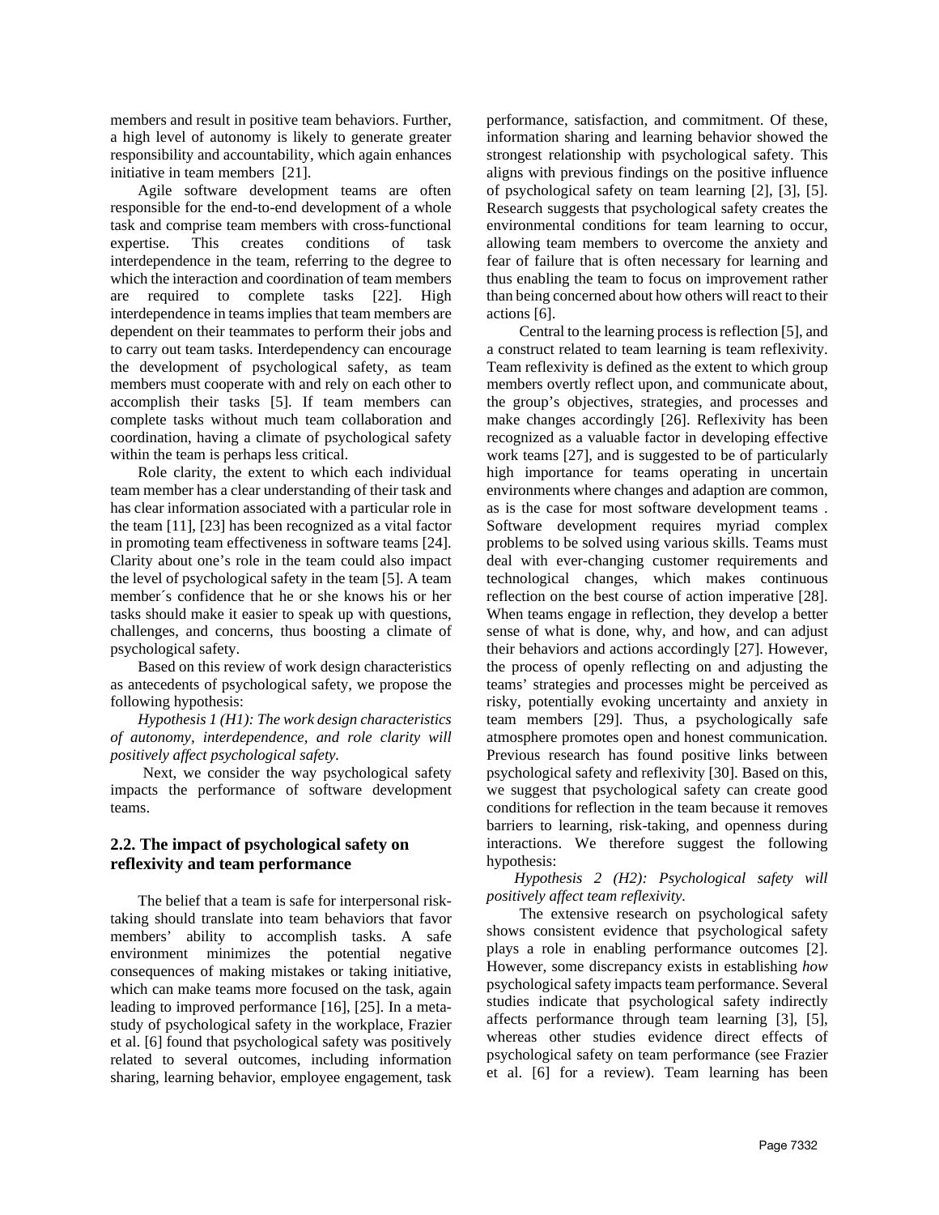members and result in positive team behaviors. Further, a high level of autonomy is likely to generate greater responsibility and accountability, which again enhances initiative in team members [21].

Agile software development teams are often responsible for the end-to-end development of a whole task and comprise team members with cross-functional expertise. This creates conditions of task interdependence in the team, referring to the degree to which the interaction and coordination of team members are required to complete tasks [22]. High interdependence in teams implies that team members are dependent on their teammates to perform their jobs and to carry out team tasks. Interdependency can encourage the development of psychological safety, as team members must cooperate with and rely on each other to accomplish their tasks [5]. If team members can complete tasks without much team collaboration and coordination, having a climate of psychological safety within the team is perhaps less critical.

Role clarity, the extent to which each individual team member has a clear understanding of their task and has clear information associated with a particular role in the team [11], [23] has been recognized as a vital factor in promoting team effectiveness in software teams [24]. Clarity about one's role in the team could also impact the level of psychological safety in the team [5]. A team member´s confidence that he or she knows his or her tasks should make it easier to speak up with questions, challenges, and concerns, thus boosting a climate of psychological safety.

Based on this review of work design characteristics as antecedents of psychological safety, we propose the following hypothesis:

*Hypothesis 1 (H1): The work design characteristics of autonomy, interdependence, and role clarity will positively affect psychological safety.*

Next, we consider the way psychological safety impacts the performance of software development teams.

## 2.2. The impact of psychological safety on reflexivity and team performance

The belief that a team is safe for interpersonal risk-taking should translate into team behaviors that favor members' ability to accomplish tasks. A safe environment minimizes the potential negative consequences of making mistakes or taking initiative, which can make teams more focused on the task, again leading to improved performance [16], [25]. In a meta-study of psychological safety in the workplace, Frazier et al. [6] found that psychological safety was positively related to several outcomes, including information sharing, learning behavior, employee engagement, task performance, satisfaction, and commitment. Of these, information sharing and learning behavior showed the strongest relationship with psychological safety. This aligns with previous findings on the positive influence of psychological safety on team learning [2], [3], [5]. Research suggests that psychological safety creates the environmental conditions for team learning to occur, allowing team members to overcome the anxiety and fear of failure that is often necessary for learning and thus enabling the team to focus on improvement rather than being concerned about how others will react to their actions [6].

Central to the learning process is reflection [5], and a construct related to team learning is team reflexivity. Team reflexivity is defined as the extent to which group members overtly reflect upon, and communicate about, the group's objectives, strategies, and processes and make changes accordingly [26]. Reflexivity has been recognized as a valuable factor in developing effective work teams [27], and is suggested to be of particularly high importance for teams operating in uncertain environments where changes and adaption are common, as is the case for most software development teams . Software development requires myriad complex problems to be solved using various skills. Teams must deal with ever-changing customer requirements and technological changes, which makes continuous reflection on the best course of action imperative [28]. When teams engage in reflection, they develop a better sense of what is done, why, and how, and can adjust their behaviors and actions accordingly [27]. However, the process of openly reflecting on and adjusting the teams' strategies and processes might be perceived as risky, potentially evoking uncertainty and anxiety in team members [29]. Thus, a psychologically safe atmosphere promotes open and honest communication. Previous research has found positive links between psychological safety and reflexivity [30]. Based on this, we suggest that psychological safety can create good conditions for reflection in the team because it removes barriers to learning, risk-taking, and openness during interactions. We therefore suggest the following hypothesis:

*Hypothesis 2 (H2): Psychological safety will positively affect team reflexivity.*

The extensive research on psychological safety shows consistent evidence that psychological safety plays a role in enabling performance outcomes [2]. However, some discrepancy exists in establishing *how* psychological safety impacts team performance. Several studies indicate that psychological safety indirectly affects performance through team learning [3], [5], whereas other studies evidence direct effects of psychological safety on team performance (see Frazier et al. [6] for a review). Team learning has been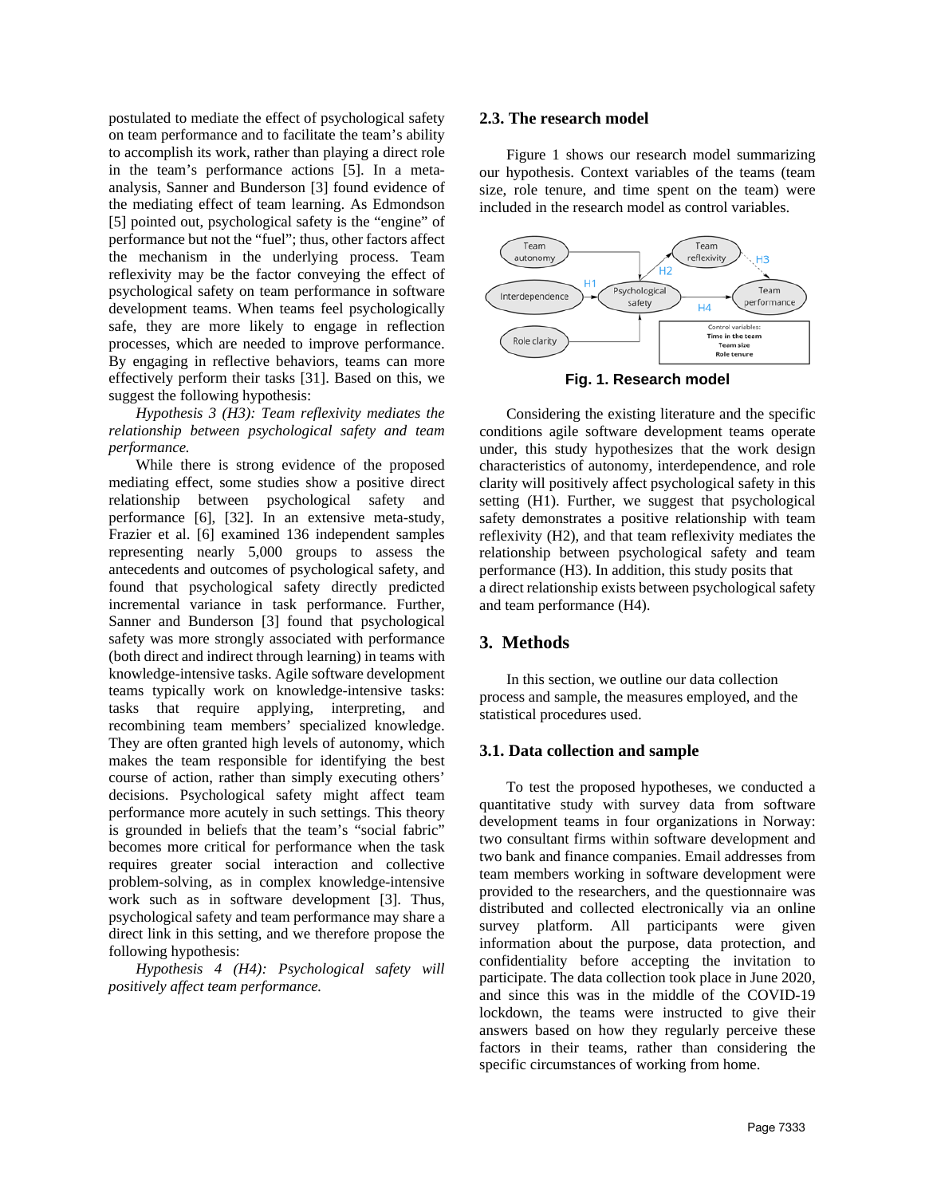postulated to mediate the effect of psychological safety on team performance and to facilitate the team's ability to accomplish its work, rather than playing a direct role in the team's performance actions [5]. In a meta-analysis, Sanner and Bunderson [3] found evidence of the mediating effect of team learning. As Edmondson [5] pointed out, psychological safety is the "engine" of performance but not the "fuel"; thus, other factors affect the mechanism in the underlying process. Team reflexivity may be the factor conveying the effect of psychological safety on team performance in software development teams. When teams feel psychologically safe, they are more likely to engage in reflection processes, which are needed to improve performance. By engaging in reflective behaviors, teams can more effectively perform their tasks [31]. Based on this, we suggest the following hypothesis:

*Hypothesis 3 (H3): Team reflexivity mediates the relationship between psychological safety and team performance.*

While there is strong evidence of the proposed mediating effect, some studies show a positive direct relationship between psychological safety and performance [6], [32]. In an extensive meta-study, Frazier et al. [6] examined 136 independent samples representing nearly 5,000 groups to assess the antecedents and outcomes of psychological safety, and found that psychological safety directly predicted incremental variance in task performance. Further, Sanner and Bunderson [3] found that psychological safety was more strongly associated with performance (both direct and indirect through learning) in teams with knowledge-intensive tasks. Agile software development teams typically work on knowledge-intensive tasks: tasks that require applying, interpreting, and recombining team members' specialized knowledge. They are often granted high levels of autonomy, which makes the team responsible for identifying the best course of action, rather than simply executing others' decisions. Psychological safety might affect team performance more acutely in such settings. This theory is grounded in beliefs that the team's "social fabric" becomes more critical for performance when the task requires greater social interaction and collective problem-solving, as in complex knowledge-intensive work such as in software development [3]. Thus, psychological safety and team performance may share a direct link in this setting, and we therefore propose the following hypothesis:

*Hypothesis 4 (H4): Psychological safety will positively affect team performance.*

### 2.3. The research model

Figure 1 shows our research model summarizing our hypothesis. Context variables of the teams (team size, role tenure, and time spent on the team) were included in the research model as control variables.

**Fig. 1. Research model**

Considering the existing literature and the specific conditions agile software development teams operate under, this study hypothesizes that the work design characteristics of autonomy, interdependence, and role clarity will positively affect psychological safety in this setting (H1). Further, we suggest that psychological safety demonstrates a positive relationship with team reflexivity (H2), and that team reflexivity mediates the relationship between psychological safety and team performance (H3). In addition, this study posits that a direct relationship exists between psychological safety and team performance (H4).

## 3. Methods

In this section, we outline our data collection process and sample, the measures employed, and the statistical procedures used.

### 3.1. Data collection and sample

To test the proposed hypotheses, we conducted a quantitative study with survey data from software development teams in four organizations in Norway: two consultant firms within software development and two bank and finance companies. Email addresses from team members working in software development were provided to the researchers, and the questionnaire was distributed and collected electronically via an online survey platform. All participants were given information about the purpose, data protection, and confidentiality before accepting the invitation to participate. The data collection took place in June 2020, and since this was in the middle of the COVID-19 lockdown, the teams were instructed to give their answers based on how they regularly perceive these factors in their teams, rather than considering the specific circumstances of working from home.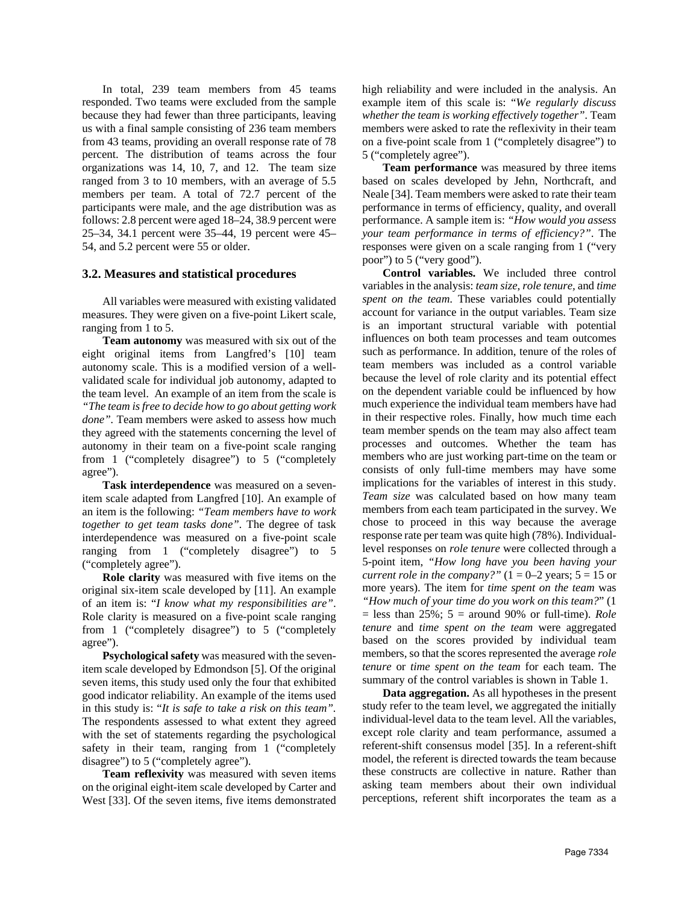In total, 239 team members from 45 teams responded. Two teams were excluded from the sample because they had fewer than three participants, leaving us with a final sample consisting of 236 team members from 43 teams, providing an overall response rate of 78 percent. The distribution of teams across the four organizations was 14, 10, 7, and 12. The team size ranged from 3 to 10 members, with an average of 5.5 members per team. A total of 72.7 percent of the participants were male, and the age distribution was as follows: 2.8 percent were aged 18–24, 38.9 percent were 25–34, 34.1 percent were 35–44, 19 percent were 45–54, and 5.2 percent were 55 or older.

### 3.2. Measures and statistical procedures

All variables were measured with existing validated measures. They were given on a five-point Likert scale, ranging from 1 to 5.

**Team autonomy** was measured with six out of the eight original items from Langfred's [10] team autonomy scale. This is a modified version of a well-validated scale for individual job autonomy, adapted to the team level. An example of an item from the scale is *"The team is free to decide how to go about getting work done"*. Team members were asked to assess how much they agreed with the statements concerning the level of autonomy in their team on a five-point scale ranging from 1 ("completely disagree") to 5 ("completely agree").

**Task interdependence** was measured on a seven-item scale adapted from Langfred [10]. An example of an item is the following: *"Team members have to work together to get team tasks done"*. The degree of task interdependence was measured on a five-point scale ranging from 1 ("completely disagree") to 5 ("completely agree").

**Role clarity** was measured with five items on the original six-item scale developed by [11]. An example of an item is: "*I know what my responsibilities are"*. Role clarity is measured on a five-point scale ranging from 1 ("completely disagree") to 5 ("completely agree").

**Psychological safety** was measured with the seven-item scale developed by Edmondson [5]. Of the original seven items, this study used only the four that exhibited good indicator reliability. An example of the items used in this study is: "*It is safe to take a risk on this team"*. The respondents assessed to what extent they agreed with the set of statements regarding the psychological safety in their team, ranging from 1 ("completely disagree") to 5 ("completely agree").

**Team reflexivity** was measured with seven items on the original eight-item scale developed by Carter and West [33]. Of the seven items, five items demonstrated high reliability and were included in the analysis. An example item of this scale is: "*We regularly discuss whether the team is working effectively together"*. Team members were asked to rate the reflexivity in their team on a five-point scale from 1 ("completely disagree") to 5 ("completely agree").

**Team performance** was measured by three items based on scales developed by Jehn, Northcraft, and Neale [34]. Team members were asked to rate their team performance in terms of efficiency, quality, and overall performance. A sample item is: *"How would you assess your team performance in terms of efficiency?"*. The responses were given on a scale ranging from 1 ("very poor") to 5 ("very good").

**Control variables.** We included three control variables in the analysis: *team size*, *role tenure*, and *time spent on the team*. These variables could potentially account for variance in the output variables. Team size is an important structural variable with potential influences on both team processes and team outcomes such as performance. In addition, tenure of the roles of team members was included as a control variable because the level of role clarity and its potential effect on the dependent variable could be influenced by how much experience the individual team members have had in their respective roles. Finally, how much time each team member spends on the team may also affect team processes and outcomes. Whether the team has members who are just working part-time on the team or consists of only full-time members may have some implications for the variables of interest in this study. *Team size* was calculated based on how many team members from each team participated in the survey. We chose to proceed in this way because the average response rate per team was quite high (78%). Individual-level responses on *role tenure* were collected through a 5-point item, *"How long have you been having your current role in the company?"* (1 = 0–2 years; 5 = 15 or more years). The item for *time spent on the team* was *"How much of your time do you work on this team?*" (1 = less than 25%; 5 = around 90% or full-time). *Role tenure* and *time spent on the team* were aggregated based on the scores provided by individual team members, so that the scores represented the average *role tenure* or *time spent on the team* for each team. The summary of the control variables is shown in Table 1.

**Data aggregation.** As all hypotheses in the present study refer to the team level, we aggregated the initially individual-level data to the team level. All the variables, except role clarity and team performance, assumed a referent-shift consensus model [35]. In a referent-shift model, the referent is directed towards the team because these constructs are collective in nature. Rather than asking team members about their own individual perceptions, referent shift incorporates the team as a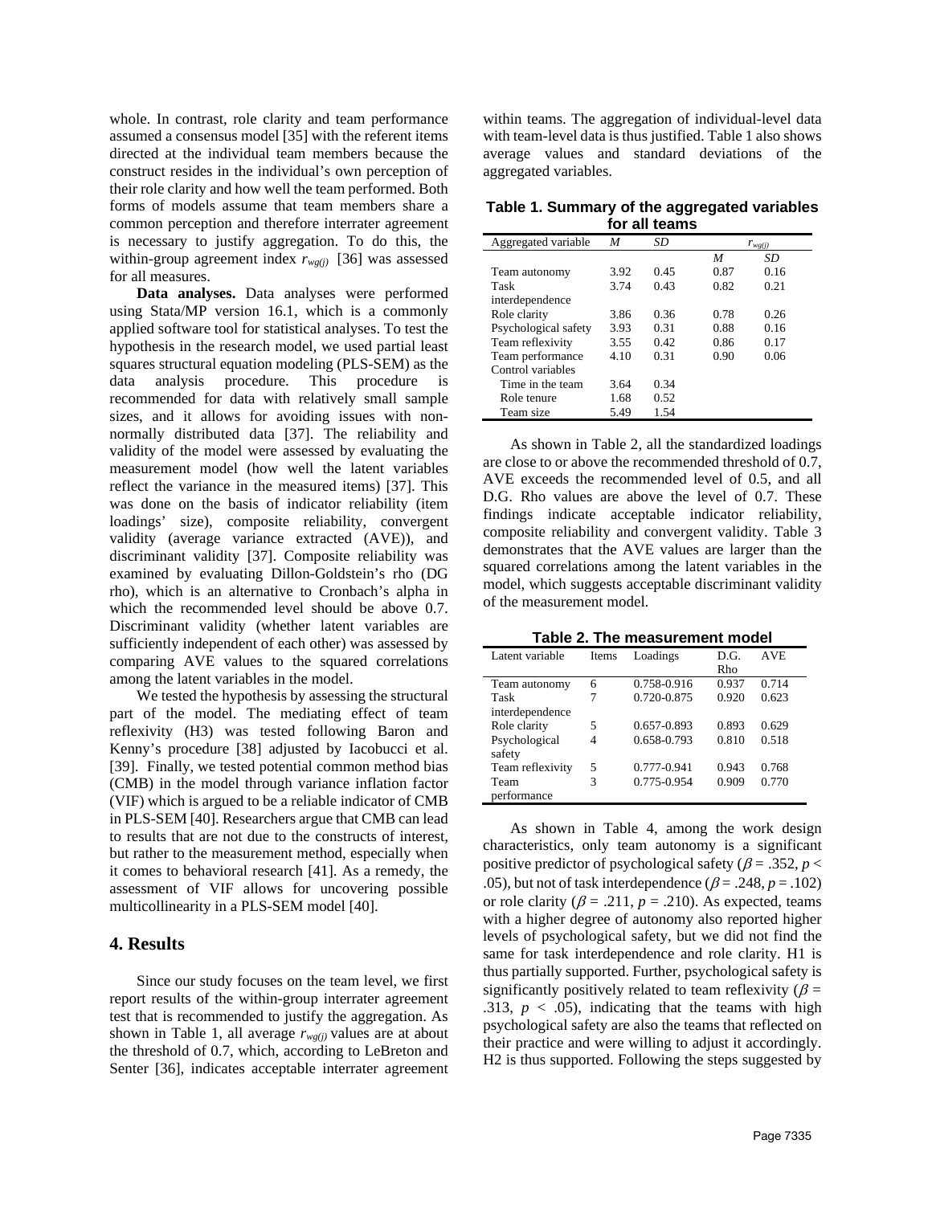whole. In contrast, role clarity and team performance assumed a consensus model [35] with the referent items directed at the individual team members because the construct resides in the individual's own perception of their role clarity and how well the team performed. Both forms of models assume that team members share a common perception and therefore interrater agreement is necessary to justify aggregation. To do this, the within-group agreement index $r_{wg(j)}$ [36] was assessed for all measures.

**Data analyses.** Data analyses were performed using Stata/MP version 16.1, which is a commonly applied software tool for statistical analyses. To test the hypothesis in the research model, we used partial least squares structural equation modeling (PLS-SEM) as the data analysis procedure. This procedure is recommended for data with relatively small sample sizes, and it allows for avoiding issues with non-normally distributed data [37]. The reliability and validity of the model were assessed by evaluating the measurement model (how well the latent variables reflect the variance in the measured items) [37]. This was done on the basis of indicator reliability (item loadings' size), composite reliability, convergent validity (average variance extracted (AVE)), and discriminant validity [37]. Composite reliability was examined by evaluating Dillon-Goldstein's rho (DG rho), which is an alternative to Cronbach's alpha in which the recommended level should be above 0.7. Discriminant validity (whether latent variables are sufficiently independent of each other) was assessed by comparing AVE values to the squared correlations among the latent variables in the model.

We tested the hypothesis by assessing the structural part of the model. The mediating effect of team reflexivity (H3) was tested following Baron and Kenny's procedure [38] adjusted by Iacobucci et al. [39]. Finally, we tested potential common method bias (CMB) in the model through variance inflation factor (VIF) which is argued to be a reliable indicator of CMB in PLS-SEM [40]. Researchers argue that CMB can lead to results that are not due to the constructs of interest, but rather to the measurement method, especially when it comes to behavioral research [41]. As a remedy, the assessment of VIF allows for uncovering possible multicollinearity in a PLS-SEM model [40].

## 4. Results

Since our study focuses on the team level, we first report results of the within-group interrater agreement test that is recommended to justify the aggregation. As shown in Table 1, all average $r_{wg(j)}$ values are at about the threshold of 0.7, which, according to LeBreton and Senter [36], indicates acceptable interrater agreement within teams. The aggregation of individual-level data with team-level data is thus justified. Table 1 also shows average values and standard deviations of the aggregated variables.

**Table 1. Summary of the aggregated variables for all teams**

| Aggregated variable | *M* | *SD* | $r_{wg(j)}$ | |
|---|---|---|---|---|
| | | | *M* | *SD* |
| Team autonomy | 3.92 | 0.45 | 0.87 | 0.16 |
| Task interdependence | 3.74 | 0.43 | 0.82 | 0.21 |
| Role clarity | 3.86 | 0.36 | 0.78 | 0.26 |
| Psychological safety | 3.93 | 0.31 | 0.88 | 0.16 |
| Team reflexivity | 3.55 | 0.42 | 0.86 | 0.17 |
| Team performance | 4.10 | 0.31 | 0.90 | 0.06 |
| Control variables | | | | |
| Time in the team | 3.64 | 0.34 | | |
| Role tenure | 1.68 | 0.52 | | |
| Team size | 5.49 | 1.54 | | |

As shown in Table 2, all the standardized loadings are close to or above the recommended threshold of 0.7, AVE exceeds the recommended level of 0.5, and all D.G. Rho values are above the level of 0.7. These findings indicate acceptable indicator reliability, composite reliability and convergent validity. Table 3 demonstrates that the AVE values are larger than the squared correlations among the latent variables in the model, which suggests acceptable discriminant validity of the measurement model.

**Table 2. The measurement model**

| Latent variable | Items | Loadings | D.G. Rho | AVE |
|---|---|---|---|---|
| Team autonomy | 6 | 0.758-0.916 | 0.937 | 0.714 |
| Task interdependence | 7 | 0.720-0.875 | 0.920 | 0.623 |
| Role clarity | 5 | 0.657-0.893 | 0.893 | 0.629 |
| Psychological safety | 4 | 0.658-0.793 | 0.810 | 0.518 |
| Team reflexivity | 5 | 0.777-0.941 | 0.943 | 0.768 |
| Team performance | 3 | 0.775-0.954 | 0.909 | 0.770 |

As shown in Table 4, among the work design characteristics, only team autonomy is a significant positive predictor of psychological safety ($\beta = .352$, $p < .05$), but not of task interdependence ($\beta = .248$, $p = .102$) or role clarity ($\beta = .211$, $p = .210$). As expected, teams with a higher degree of autonomy also reported higher levels of psychological safety, but we did not find the same for task interdependence and role clarity. H1 is thus partially supported. Further, psychological safety is significantly positively related to team reflexivity ($\beta = .313$, $p < .05$), indicating that the teams with high psychological safety are also the teams that reflected on their practice and were willing to adjust it accordingly. H2 is thus supported. Following the steps suggested by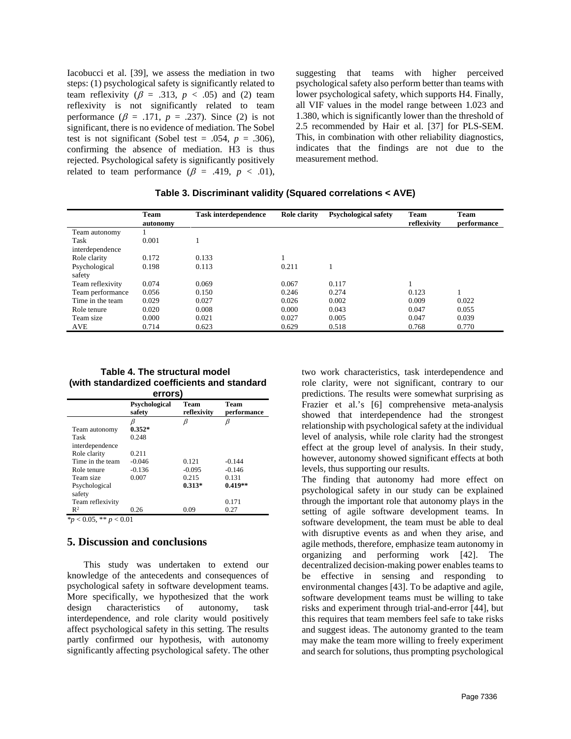Iacobucci et al. [39], we assess the mediation in two steps: (1) psychological safety is significantly related to team reflexivity ($\beta$ = .313, $p$ < .05) and (2) team reflexivity is not significantly related to team performance ($\beta$ = .171, $p$ = .237). Since (2) is not significant, there is no evidence of mediation. The Sobel test is not significant (Sobel test = .054, $p$ = .306), confirming the absence of mediation. H3 is thus rejected. Psychological safety is significantly positively related to team performance ($\beta$ = .419, $p$ < .01), suggesting that teams with higher perceived psychological safety also perform better than teams with lower psychological safety, which supports H4. Finally, all VIF values in the model range between 1.023 and 1.380, which is significantly lower than the threshold of 2.5 recommended by Hair et al. [37] for PLS-SEM. This, in combination with other reliability diagnostics, indicates that the findings are not due to the measurement method.

**Table 3. Discriminant validity (Squared correlations < AVE)**

| | Team autonomy | Task interdependence | Role clarity | Psychological safety | Team reflexivity | Team performance |
|---|---|---|---|---|---|---|
| Team autonomy | 1 | | | | | |
| Task interdependence | 0.001 | 1 | | | | |
| Role clarity | 0.172 | 0.133 | 1 | | | |
| Psychological safety | 0.198 | 0.113 | 0.211 | 1 | | |
| Team reflexivity | 0.074 | 0.069 | 0.067 | 0.117 | 1 | |
| Team performance | 0.056 | 0.150 | 0.246 | 0.274 | 0.123 | 1 |
| Time in the team | 0.029 | 0.027 | 0.026 | 0.002 | 0.009 | 0.022 |
| Role tenure | 0.020 | 0.008 | 0.000 | 0.043 | 0.047 | 0.055 |
| Team size | 0.000 | 0.021 | 0.027 | 0.005 | 0.047 | 0.039 |
| AVE | 0.714 | 0.623 | 0.629 | 0.518 | 0.768 | 0.770 |

**Table 4. The structural model (with standardized coefficients and standard errors)**

| | Psychological safety | Team reflexivity | Team performance |
|---|---|---|---|
| | $\beta$ | $\beta$ | $\beta$ |
| Team autonomy | **0.352*** | | |
| Task interdependence | 0.248 | | |
| Role clarity | 0.211 | | |
| Time in the team | -0.046 | 0.121 | -0.144 |
| Role tenure | -0.136 | -0.095 | -0.146 |
| Team size | 0.007 | 0.215 | 0.131 |
| Psychological safety | | **0.313*** | **0.419**** |
| Team reflexivity | | | 0.171 |
| $R^2$ | 0.26 | 0.09 | 0.27 |

*$p < 0.05$, ** $p < 0.01$

## 5. Discussion and conclusions

This study was undertaken to extend our knowledge of the antecedents and consequences of psychological safety in software development teams. More specifically, we hypothesized that the work design characteristics of autonomy, task interdependence, and role clarity would positively affect psychological safety in this setting. The results partly confirmed our hypothesis, with autonomy significantly affecting psychological safety. The other two work characteristics, task interdependence and role clarity, were not significant, contrary to our predictions. The results were somewhat surprising as Frazier et al.'s [6] comprehensive meta-analysis showed that interdependence had the strongest relationship with psychological safety at the individual level of analysis, while role clarity had the strongest effect at the group level of analysis. In their study, however, autonomy showed significant effects at both levels, thus supporting our results.

The finding that autonomy had more effect on psychological safety in our study can be explained through the important role that autonomy plays in the setting of agile software development teams. In software development, the team must be able to deal with disruptive events as and when they arise, and agile methods, therefore, emphasize team autonomy in organizing and performing work [42]. The decentralized decision-making power enables teams to be effective in sensing and responding to environmental changes [43]. To be adaptive and agile, software development teams must be willing to take risks and experiment through trial-and-error [44], but this requires that team members feel safe to take risks and suggest ideas. The autonomy granted to the team may make the team more willing to freely experiment and search for solutions, thus prompting psychological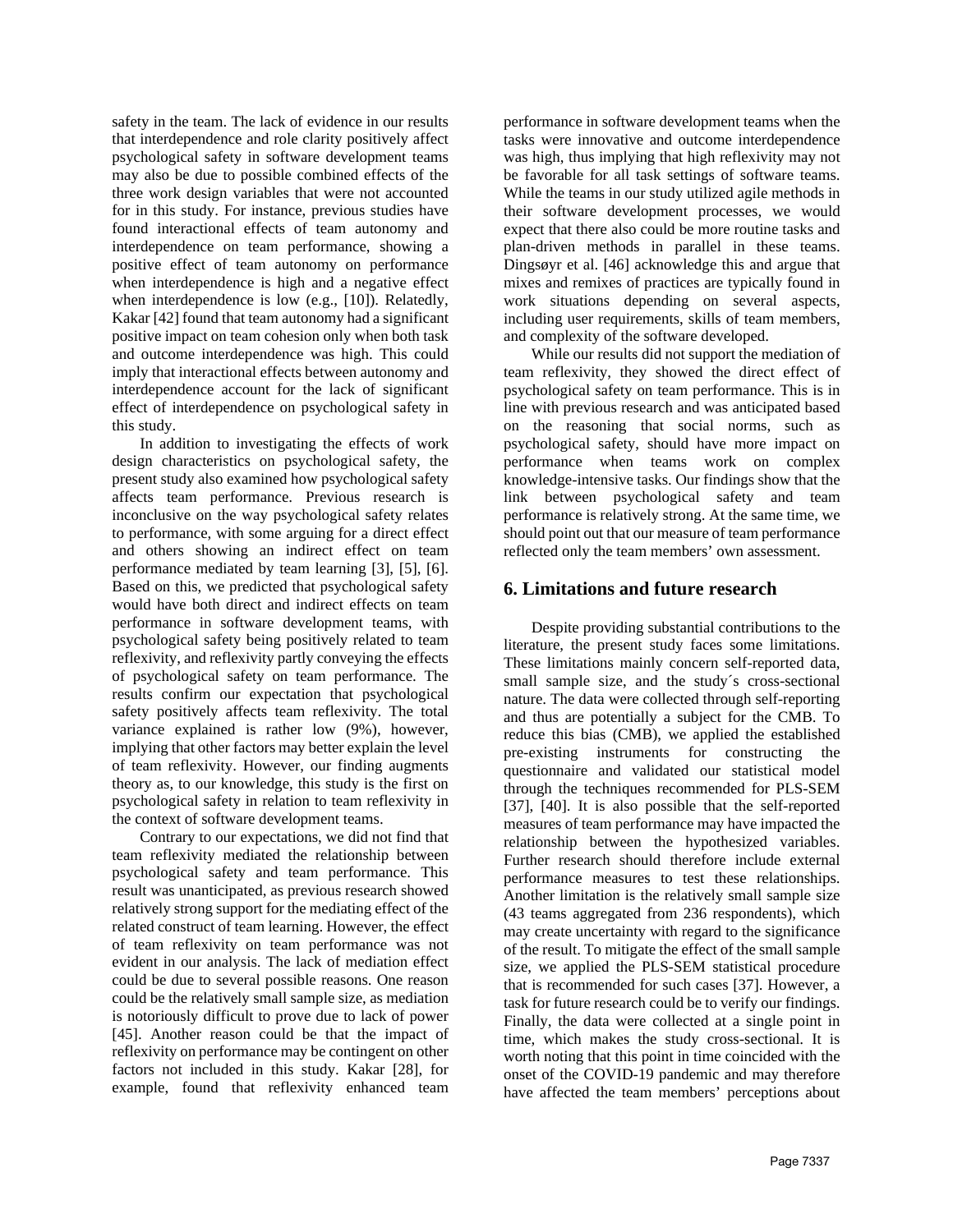safety in the team. The lack of evidence in our results that interdependence and role clarity positively affect psychological safety in software development teams may also be due to possible combined effects of the three work design variables that were not accounted for in this study. For instance, previous studies have found interactional effects of team autonomy and interdependence on team performance, showing a positive effect of team autonomy on performance when interdependence is high and a negative effect when interdependence is low (e.g., [10]). Relatedly, Kakar [42] found that team autonomy had a significant positive impact on team cohesion only when both task and outcome interdependence was high. This could imply that interactional effects between autonomy and interdependence account for the lack of significant effect of interdependence on psychological safety in this study.

In addition to investigating the effects of work design characteristics on psychological safety, the present study also examined how psychological safety affects team performance. Previous research is inconclusive on the way psychological safety relates to performance, with some arguing for a direct effect and others showing an indirect effect on team performance mediated by team learning [3], [5], [6]. Based on this, we predicted that psychological safety would have both direct and indirect effects on team performance in software development teams, with psychological safety being positively related to team reflexivity, and reflexivity partly conveying the effects of psychological safety on team performance. The results confirm our expectation that psychological safety positively affects team reflexivity. The total variance explained is rather low (9%), however, implying that other factors may better explain the level of team reflexivity. However, our finding augments theory as, to our knowledge, this study is the first on psychological safety in relation to team reflexivity in the context of software development teams.

Contrary to our expectations, we did not find that team reflexivity mediated the relationship between psychological safety and team performance. This result was unanticipated, as previous research showed relatively strong support for the mediating effect of the related construct of team learning. However, the effect of team reflexivity on team performance was not evident in our analysis. The lack of mediation effect could be due to several possible reasons. One reason could be the relatively small sample size, as mediation is notoriously difficult to prove due to lack of power [45]. Another reason could be that the impact of reflexivity on performance may be contingent on other factors not included in this study. Kakar [28], for example, found that reflexivity enhanced team performance in software development teams when the tasks were innovative and outcome interdependence was high, thus implying that high reflexivity may not be favorable for all task settings of software teams. While the teams in our study utilized agile methods in their software development processes, we would expect that there also could be more routine tasks and plan-driven methods in parallel in these teams. Dingsøyr et al. [46] acknowledge this and argue that mixes and remixes of practices are typically found in work situations depending on several aspects, including user requirements, skills of team members, and complexity of the software developed.

While our results did not support the mediation of team reflexivity, they showed the direct effect of psychological safety on team performance. This is in line with previous research and was anticipated based on the reasoning that social norms, such as psychological safety, should have more impact on performance when teams work on complex knowledge-intensive tasks. Our findings show that the link between psychological safety and team performance is relatively strong. At the same time, we should point out that our measure of team performance reflected only the team members' own assessment.

## 6. Limitations and future research

Despite providing substantial contributions to the literature, the present study faces some limitations. These limitations mainly concern self-reported data, small sample size, and the study´s cross-sectional nature. The data were collected through self-reporting and thus are potentially a subject for the CMB. To reduce this bias (CMB), we applied the established pre-existing instruments for constructing the questionnaire and validated our statistical model through the techniques recommended for PLS-SEM [37], [40]. It is also possible that the self-reported measures of team performance may have impacted the relationship between the hypothesized variables. Further research should therefore include external performance measures to test these relationships. Another limitation is the relatively small sample size (43 teams aggregated from 236 respondents), which may create uncertainty with regard to the significance of the result. To mitigate the effect of the small sample size, we applied the PLS-SEM statistical procedure that is recommended for such cases [37]. However, a task for future research could be to verify our findings. Finally, the data were collected at a single point in time, which makes the study cross-sectional. It is worth noting that this point in time coincided with the onset of the COVID-19 pandemic and may therefore have affected the team members' perceptions about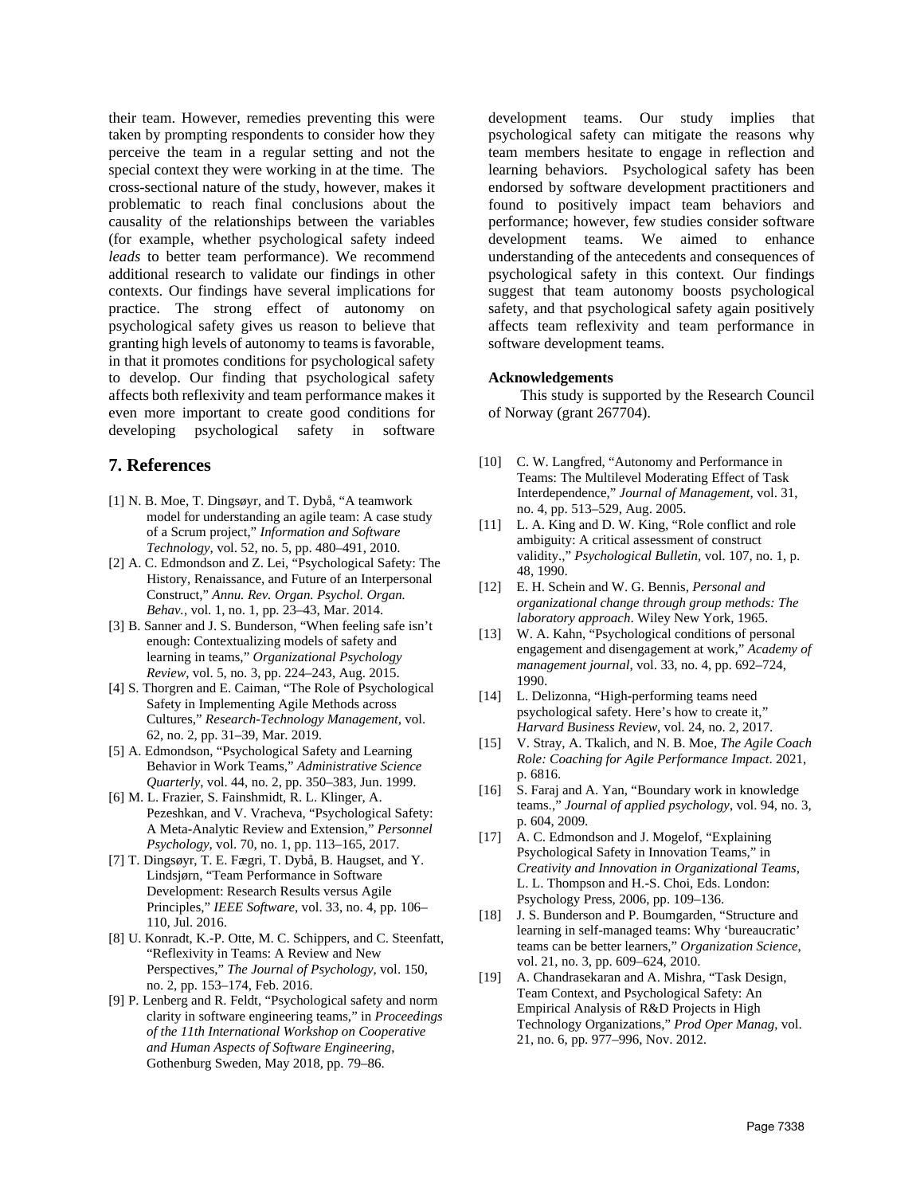their team. However, remedies preventing this were taken by prompting respondents to consider how they perceive the team in a regular setting and not the special context they were working in at the time. The cross-sectional nature of the study, however, makes it problematic to reach final conclusions about the causality of the relationships between the variables (for example, whether psychological safety indeed *leads* to better team performance). We recommend additional research to validate our findings in other contexts. Our findings have several implications for practice. The strong effect of autonomy on psychological safety gives us reason to believe that granting high levels of autonomy to teams is favorable, in that it promotes conditions for psychological safety to develop. Our finding that psychological safety affects both reflexivity and team performance makes it even more important to create good conditions for developing psychological safety in software development teams. Our study implies that psychological safety can mitigate the reasons why team members hesitate to engage in reflection and learning behaviors. Psychological safety has been endorsed by software development practitioners and found to positively impact team behaviors and performance; however, few studies consider software development teams. We aimed to enhance understanding of the antecedents and consequences of psychological safety in this context. Our findings suggest that team autonomy boosts psychological safety, and that psychological safety again positively affects team reflexivity and team performance in software development teams.

**Acknowledgements**

This study is supported by the Research Council of Norway (grant 267704).

## 7. References

[1] N. B. Moe, T. Dingsøyr, and T. Dybå, "A teamwork model for understanding an agile team: A case study of a Scrum project," *Information and Software Technology*, vol. 52, no. 5, pp. 480–491, 2010.

[2] A. C. Edmondson and Z. Lei, "Psychological Safety: The History, Renaissance, and Future of an Interpersonal Construct," *Annu. Rev. Organ. Psychol. Organ. Behav.*, vol. 1, no. 1, pp. 23–43, Mar. 2014.

[3] B. Sanner and J. S. Bunderson, "When feeling safe isn't enough: Contextualizing models of safety and learning in teams," *Organizational Psychology Review*, vol. 5, no. 3, pp. 224–243, Aug. 2015.

[4] S. Thorgren and E. Caiman, "The Role of Psychological Safety in Implementing Agile Methods across Cultures," *Research-Technology Management*, vol. 62, no. 2, pp. 31–39, Mar. 2019.

[5] A. Edmondson, "Psychological Safety and Learning Behavior in Work Teams," *Administrative Science Quarterly*, vol. 44, no. 2, pp. 350–383, Jun. 1999.

[6] M. L. Frazier, S. Fainshmidt, R. L. Klinger, A. Pezeshkan, and V. Vracheva, "Psychological Safety: A Meta-Analytic Review and Extension," *Personnel Psychology*, vol. 70, no. 1, pp. 113–165, 2017.

[7] T. Dingsøyr, T. E. Fægri, T. Dybå, B. Haugset, and Y. Lindsjørn, "Team Performance in Software Development: Research Results versus Agile Principles," *IEEE Software*, vol. 33, no. 4, pp. 106–110, Jul. 2016.

[8] U. Konradt, K.-P. Otte, M. C. Schippers, and C. Steenfatt, "Reflexivity in Teams: A Review and New Perspectives," *The Journal of Psychology*, vol. 150, no. 2, pp. 153–174, Feb. 2016.

[9] P. Lenberg and R. Feldt, "Psychological safety and norm clarity in software engineering teams," in *Proceedings of the 11th International Workshop on Cooperative and Human Aspects of Software Engineering*, Gothenburg Sweden, May 2018, pp. 79–86.

[10] C. W. Langfred, "Autonomy and Performance in Teams: The Multilevel Moderating Effect of Task Interdependence," *Journal of Management*, vol. 31, no. 4, pp. 513–529, Aug. 2005.

[11] L. A. King and D. W. King, "Role conflict and role ambiguity: A critical assessment of construct validity.," *Psychological Bulletin*, vol. 107, no. 1, p. 48, 1990.

[12] E. H. Schein and W. G. Bennis, *Personal and organizational change through group methods: The laboratory approach*. Wiley New York, 1965.

[13] W. A. Kahn, "Psychological conditions of personal engagement and disengagement at work," *Academy of management journal*, vol. 33, no. 4, pp. 692–724, 1990.

[14] L. Delizonna, "High-performing teams need psychological safety. Here's how to create it," *Harvard Business Review*, vol. 24, no. 2, 2017.

[15] V. Stray, A. Tkalich, and N. B. Moe, *The Agile Coach Role: Coaching for Agile Performance Impact*. 2021, p. 6816.

[16] S. Faraj and A. Yan, "Boundary work in knowledge teams.," *Journal of applied psychology*, vol. 94, no. 3, p. 604, 2009.

[17] A. C. Edmondson and J. Mogelof, "Explaining Psychological Safety in Innovation Teams," in *Creativity and Innovation in Organizational Teams*, L. L. Thompson and H.-S. Choi, Eds. London: Psychology Press, 2006, pp. 109–136.

[18] J. S. Bunderson and P. Boumgarden, "Structure and learning in self-managed teams: Why 'bureaucratic' teams can be better learners," *Organization Science*, vol. 21, no. 3, pp. 609–624, 2010.

[19] A. Chandrasekaran and A. Mishra, "Task Design, Team Context, and Psychological Safety: An Empirical Analysis of R&D Projects in High Technology Organizations," *Prod Oper Manag*, vol. 21, no. 6, pp. 977–996, Nov. 2012.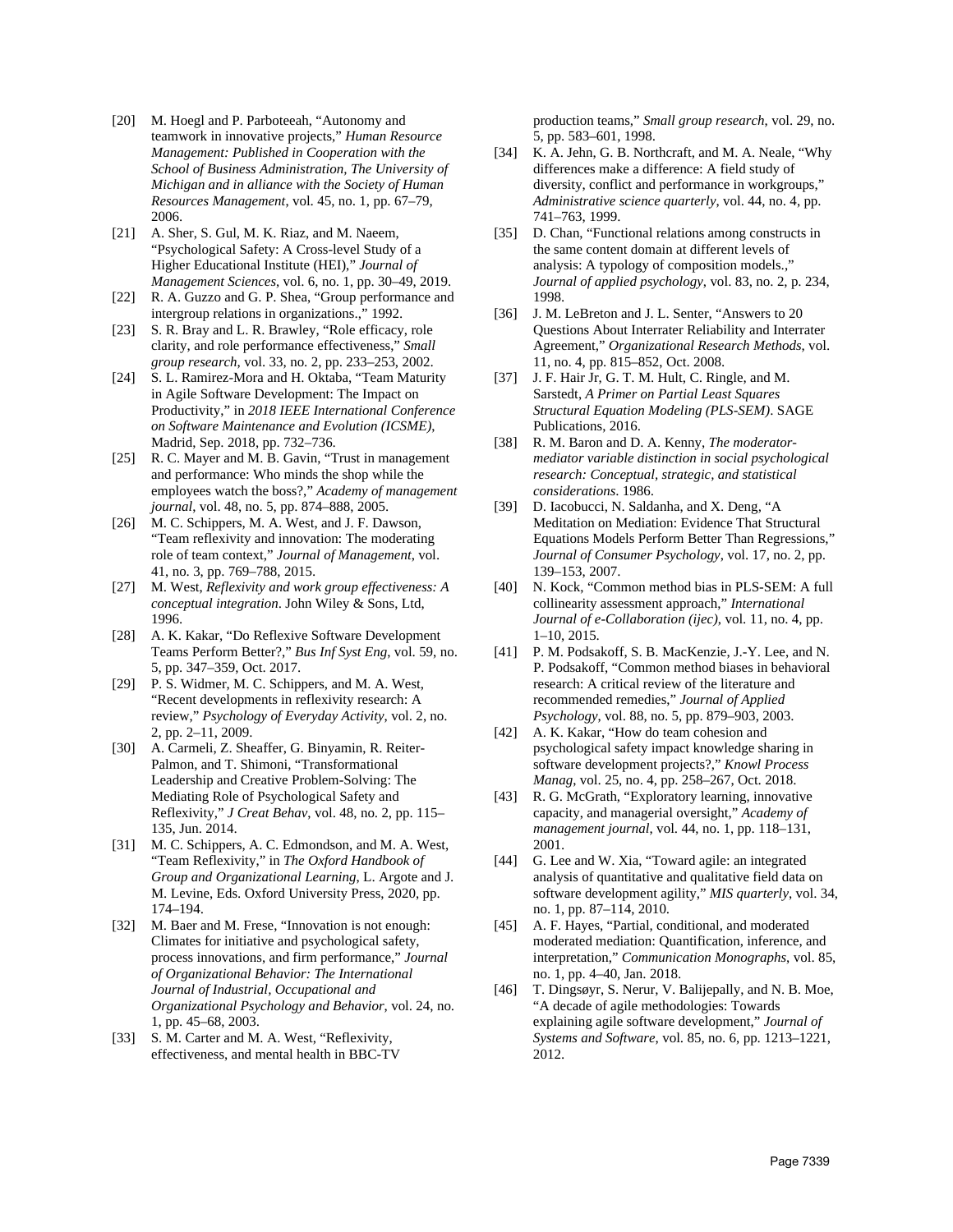[20] M. Hoegl and P. Parboteeah, "Autonomy and teamwork in innovative projects," *Human Resource Management: Published in Cooperation with the School of Business Administration, The University of Michigan and in alliance with the Society of Human Resources Management*, vol. 45, no. 1, pp. 67–79, 2006.

[21] A. Sher, S. Gul, M. K. Riaz, and M. Naeem, "Psychological Safety: A Cross-level Study of a Higher Educational Institute (HEI)," *Journal of Management Sciences*, vol. 6, no. 1, pp. 30–49, 2019.

[22] R. A. Guzzo and G. P. Shea, "Group performance and intergroup relations in organizations.," 1992.

[23] S. R. Bray and L. R. Brawley, "Role efficacy, role clarity, and role performance effectiveness," *Small group research*, vol. 33, no. 2, pp. 233–253, 2002.

[24] S. L. Ramirez-Mora and H. Oktaba, "Team Maturity in Agile Software Development: The Impact on Productivity," in *2018 IEEE International Conference on Software Maintenance and Evolution (ICSME)*, Madrid, Sep. 2018, pp. 732–736.

[25] R. C. Mayer and M. B. Gavin, "Trust in management and performance: Who minds the shop while the employees watch the boss?," *Academy of management journal*, vol. 48, no. 5, pp. 874–888, 2005.

[26] M. C. Schippers, M. A. West, and J. F. Dawson, "Team reflexivity and innovation: The moderating role of team context," *Journal of Management*, vol. 41, no. 3, pp. 769–788, 2015.

[27] M. West, *Reflexivity and work group effectiveness: A conceptual integration*. John Wiley & Sons, Ltd, 1996.

[28] A. K. Kakar, "Do Reflexive Software Development Teams Perform Better?," *Bus Inf Syst Eng*, vol. 59, no. 5, pp. 347–359, Oct. 2017.

[29] P. S. Widmer, M. C. Schippers, and M. A. West, "Recent developments in reflexivity research: A review," *Psychology of Everyday Activity*, vol. 2, no. 2, pp. 2–11, 2009.

[30] A. Carmeli, Z. Sheaffer, G. Binyamin, R. Reiter-Palmon, and T. Shimoni, "Transformational Leadership and Creative Problem-Solving: The Mediating Role of Psychological Safety and Reflexivity," *J Creat Behav*, vol. 48, no. 2, pp. 115–135, Jun. 2014.

[31] M. C. Schippers, A. C. Edmondson, and M. A. West, "Team Reflexivity," in *The Oxford Handbook of Group and Organizational Learning*, L. Argote and J. M. Levine, Eds. Oxford University Press, 2020, pp. 174–194.

[32] M. Baer and M. Frese, "Innovation is not enough: Climates for initiative and psychological safety, process innovations, and firm performance," *Journal of Organizational Behavior: The International Journal of Industrial, Occupational and Organizational Psychology and Behavior*, vol. 24, no. 1, pp. 45–68, 2003.

[33] S. M. Carter and M. A. West, "Reflexivity, effectiveness, and mental health in BBC-TV production teams," *Small group research*, vol. 29, no. 5, pp. 583–601, 1998.

[34] K. A. Jehn, G. B. Northcraft, and M. A. Neale, "Why differences make a difference: A field study of diversity, conflict and performance in workgroups," *Administrative science quarterly*, vol. 44, no. 4, pp. 741–763, 1999.

[35] D. Chan, "Functional relations among constructs in the same content domain at different levels of analysis: A typology of composition models.," *Journal of applied psychology*, vol. 83, no. 2, p. 234, 1998.

[36] J. M. LeBreton and J. L. Senter, "Answers to 20 Questions About Interrater Reliability and Interrater Agreement," *Organizational Research Methods*, vol. 11, no. 4, pp. 815–852, Oct. 2008.

[37] J. F. Hair Jr, G. T. M. Hult, C. Ringle, and M. Sarstedt, *A Primer on Partial Least Squares Structural Equation Modeling (PLS-SEM)*. SAGE Publications, 2016.

[38] R. M. Baron and D. A. Kenny, *The moderator-mediator variable distinction in social psychological research: Conceptual, strategic, and statistical considerations*. 1986.

[39] D. Iacobucci, N. Saldanha, and X. Deng, "A Meditation on Mediation: Evidence That Structural Equations Models Perform Better Than Regressions," *Journal of Consumer Psychology*, vol. 17, no. 2, pp. 139–153, 2007.

[40] N. Kock, "Common method bias in PLS-SEM: A full collinearity assessment approach," *International Journal of e-Collaboration (ijec)*, vol. 11, no. 4, pp. 1–10, 2015.

[41] P. M. Podsakoff, S. B. MacKenzie, J.-Y. Lee, and N. P. Podsakoff, "Common method biases in behavioral research: A critical review of the literature and recommended remedies," *Journal of Applied Psychology*, vol. 88, no. 5, pp. 879–903, 2003.

[42] A. K. Kakar, "How do team cohesion and psychological safety impact knowledge sharing in software development projects?," *Knowl Process Manag*, vol. 25, no. 4, pp. 258–267, Oct. 2018.

[43] R. G. McGrath, "Exploratory learning, innovative capacity, and managerial oversight," *Academy of management journal*, vol. 44, no. 1, pp. 118–131, 2001.

[44] G. Lee and W. Xia, "Toward agile: an integrated analysis of quantitative and qualitative field data on software development agility," *MIS quarterly*, vol. 34, no. 1, pp. 87–114, 2010.

[45] A. F. Hayes, "Partial, conditional, and moderated moderated mediation: Quantification, inference, and interpretation," *Communication Monographs*, vol. 85, no. 1, pp. 4–40, Jan. 2018.

[46] T. Dingsøyr, S. Nerur, V. Balijepally, and N. B. Moe, "A decade of agile methodologies: Towards explaining agile software development," *Journal of Systems and Software*, vol. 85, no. 6, pp. 1213–1221, 2012.